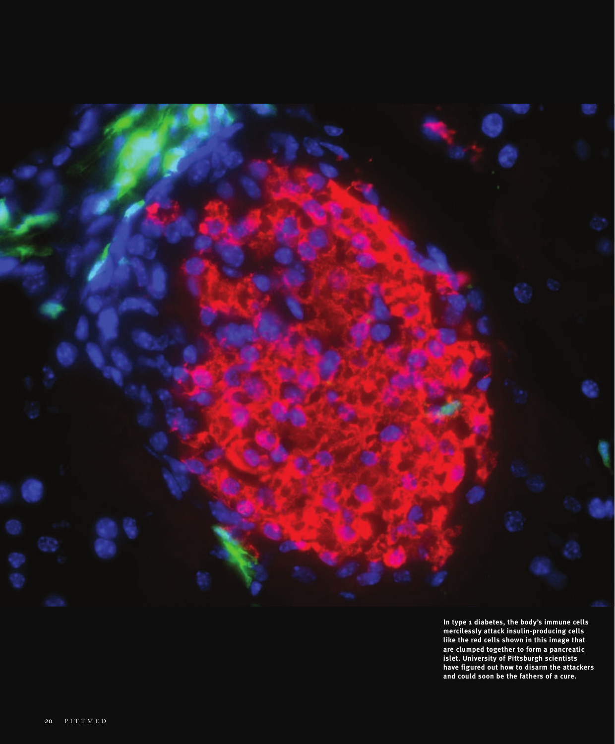In type 1 diabetes, the body's immune cells mercilessly attack insulin-producing cells like the red cells shown in this image that are clumped together to form a pancreatic islet. University of Pittsburgh scientists have figured out how to disarm the attackers and could soon be the fathers of a cure.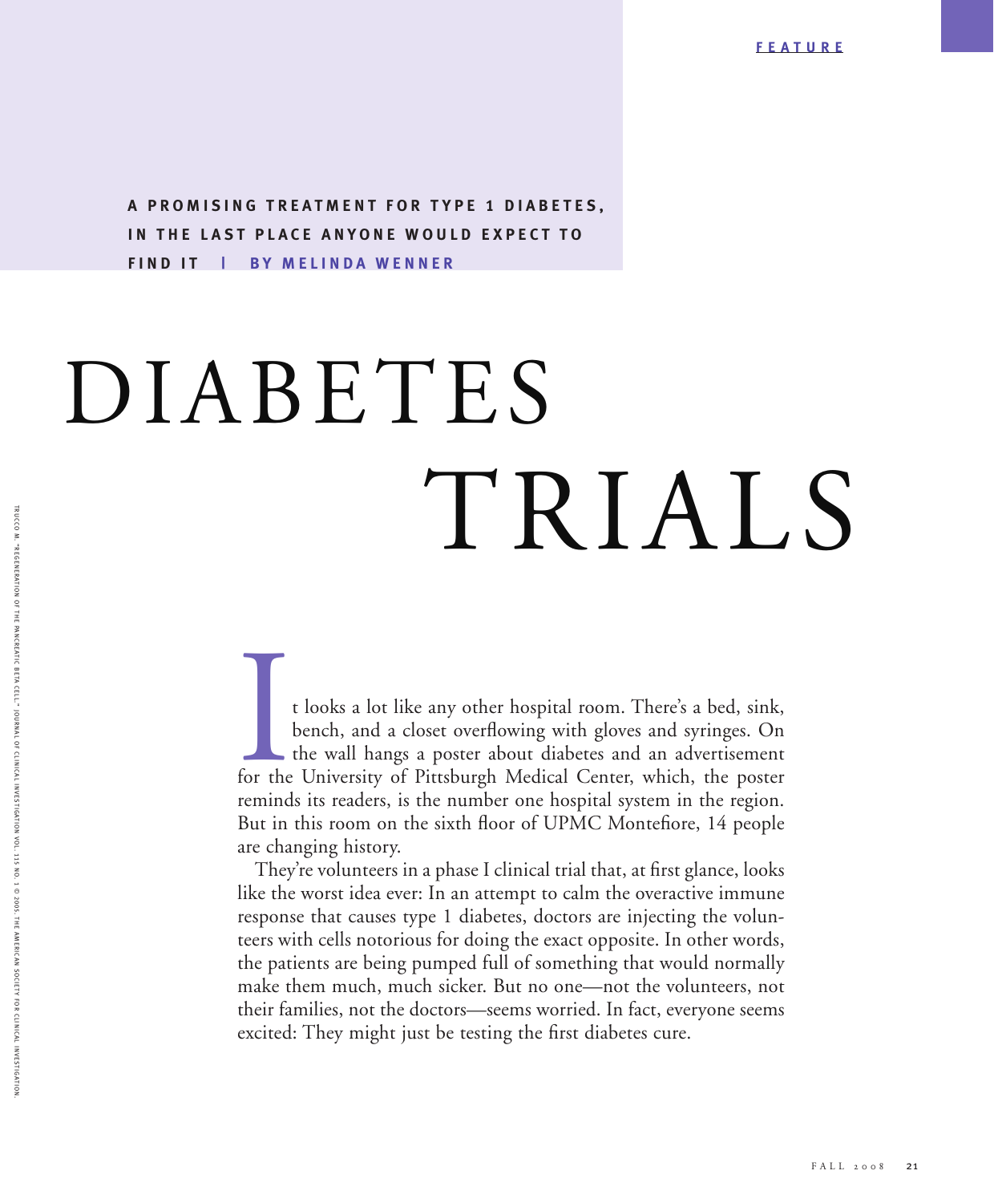FEATURE

**A PROMISING TREATMENT FOR TYPE 1 DIABETES, IN THE LAST PLACE ANYONE WOULD EXPECT TO FIND IT | BY MELINDA WENNER**

# DIABETES TRIALS

TRUCCO M. "REGENERATION OF THE PANCREATIC BETA CELL." JOURNAL OF CLINICAL INVESTIGATION VOL. 115 NO. 1 © 2005. THE AMERICAN SOCIETY FOR CLINICAL INVESTIGATION.

It looks a lot like any other hospital room. There's a bed, sink, bench, and a closet overflowing with gloves and syringes. On the wall hangs a poster about diabetes and an advertisement for the University of Pittsburgh Medical Center, which, the poster reminds its readers, is the number one hospital system in the region. But in this room on the sixth floor of UPMC Montefiore, 14 people are changing history.

They're volunteers in a phase I clinical trial that, at first glance, looks like the worst idea ever: In an attempt to calm the overactive immune response that causes type 1 diabetes, doctors are injecting the volunteers with cells notorious for doing the exact opposite. In other words, the patients are being pumped full of something that would normally make them much, much sicker. But no one—not the volunteers, not their families, not the doctors—seems worried. In fact, everyone seems excited: They might just be testing the first diabetes cure.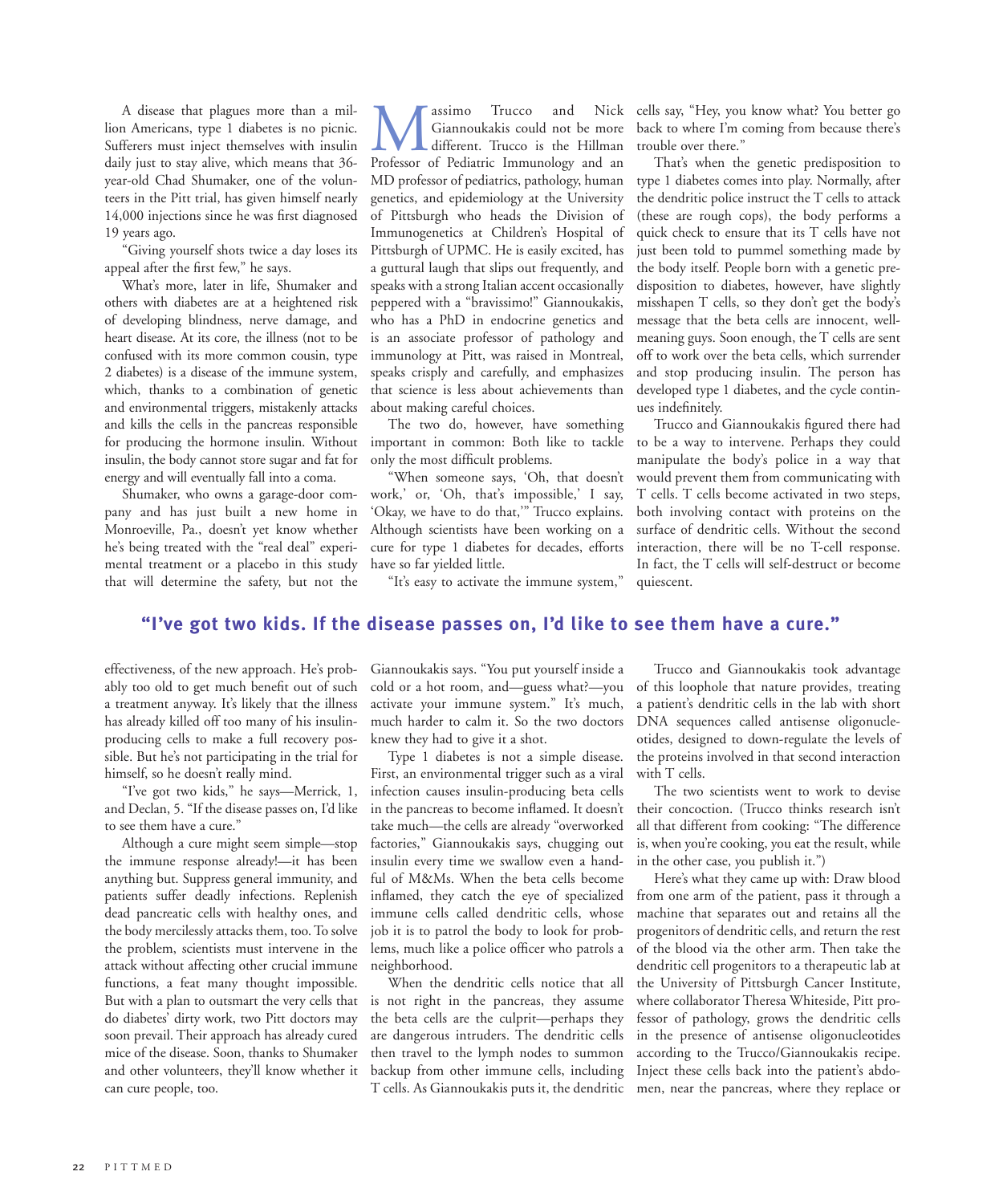A disease that plagues more than a million Americans, type 1 diabetes is no picnic. Sufferers must inject themselves with insulin daily just to stay alive, which means that 36-year-old Chad Shumaker, one of the volunteers in the Pitt trial, has given himself nearly 14,000 injections since he was first diagnosed 19 years ago.

"Giving yourself shots twice a day loses its appeal after the first few," he says.

What's more, later in life, Shumaker and others with diabetes are at a heightened risk of developing blindness, nerve damage, and heart disease. At its core, the illness (not to be confused with its more common cousin, type 2 diabetes) is a disease of the immune system, which, thanks to a combination of genetic and environmental triggers, mistakenly attacks and kills the cells in the pancreas responsible for producing the hormone insulin. Without insulin, the body cannot store sugar and fat for energy and will eventually fall into a coma.

Shumaker, who owns a garage-door company and has just built a new home in Monroeville, Pa., doesn't yet know whether he's being treated with the "real deal" experimental treatment or a placebo in this study that will determine the safety, but not the effectiveness, of the new approach. He's probably too old to get much benefit out of such a treatment anyway. It's likely that the illness has already killed off too many of his insulin-producing cells to make a full recovery possible. But he's not participating in the trial for himself, so he doesn't really mind.

"I've got two kids," he says—Merrick, 1, and Declan, 5. "If the disease passes on, I'd like to see them have a cure."

Although a cure might seem simple—stop the immune response already!—it has been anything but. Suppress general immunity, and patients suffer deadly infections. Replenish dead pancreatic cells with healthy ones, and the body mercilessly attacks them, too. To solve the problem, scientists must intervene in the attack without affecting other crucial immune functions, a feat many thought impossible. But with a plan to outsmart the very cells that do diabetes' dirty work, two Pitt doctors may soon prevail. Their approach has already cured mice of the disease. Soon, thanks to Shumaker and other volunteers, they'll know whether it can cure people, too.

Massimo Trucco and Nick Giannoukakis could not be more different. Trucco is the Hillman Professor of Pediatric Immunology and an MD professor of pediatrics, pathology, human genetics, and epidemiology at the University of Pittsburgh who heads the Division of Immunogenetics at Children's Hospital of Pittsburgh of UPMC. He is easily excited, has a guttural laugh that slips out frequently, and speaks with a strong Italian accent occasionally peppered with a "bravissimo!" Giannoukakis, who has a PhD in endocrine genetics and is an associate professor of pathology and immunology at Pitt, was raised in Montreal, speaks crisply and carefully, and emphasizes that science is less about achievements than about making careful choices.

The two do, however, have something important in common: Both like to tackle only the most difficult problems.

"When someone says, 'Oh, that doesn't work,' or, 'Oh, that's impossible,' I say, 'Okay, we have to do that,'" Trucco explains. Although scientists have been working on a cure for type 1 diabetes for decades, efforts have so far yielded little.

"It's easy to activate the immune system," Giannoukakis says. "You put yourself inside a cold or a hot room, and—guess what?—you activate your immune system." It's much, much harder to calm it. So the two doctors knew they had to give it a shot.

Type 1 diabetes is not a simple disease. First, an environmental trigger such as a viral infection causes insulin-producing beta cells in the pancreas to become inflamed. It doesn't take much—the cells are already "overworked factories," Giannoukakis says, chugging out insulin every time we swallow even a handful of M&Ms. When the beta cells become inflamed, they catch the eye of specialized immune cells called dendritic cells, whose job it is to patrol the body to look for problems, much like a police officer who patrols a neighborhood.

When the dendritic cells notice that all is not right in the pancreas, they assume the beta cells are the culprit—perhaps they are dangerous intruders. The dendritic cells then travel to the lymph nodes to summon backup from other immune cells, including T cells. As Giannoukakis puts it, the dendritic cells say, "Hey, you know what? You better go back to where I'm coming from because there's trouble over there."

That's when the genetic predisposition to type 1 diabetes comes into play. Normally, after the dendritic police instruct the T cells to attack (these are rough cops), the body performs a quick check to ensure that its T cells have not just been told to pummel something made by the body itself. People born with a genetic predisposition to diabetes, however, have slightly misshapen T cells, so they don't get the body's message that the beta cells are innocent, well-meaning guys. Soon enough, the T cells are sent off to work over the beta cells, which surrender and stop producing insulin. The person has developed type 1 diabetes, and the cycle continues indefinitely.

Trucco and Giannoukakis figured there had to be a way to intervene. Perhaps they could manipulate the body's police in a way that would prevent them from communicating with T cells. T cells become activated in two steps, both involving contact with proteins on the surface of dendritic cells. Without the second interaction, there will be no T-cell response. In fact, the T cells will self-destruct or become quiescent.

**"I've got two kids. If the disease passes on, I'd like to see them have a cure."**

Trucco and Giannoukakis took advantage of this loophole that nature provides, treating a patient's dendritic cells in the lab with short DNA sequences called antisense oligonucleotides, designed to down-regulate the levels of the proteins involved in that second interaction with T cells.

The two scientists went to work to devise their concoction. (Trucco thinks research isn't all that different from cooking: "The difference is, when you're cooking, you eat the result, while in the other case, you publish it.")

Here's what they came up with: Draw blood from one arm of the patient, pass it through a machine that separates out and retains all the progenitors of dendritic cells, and return the rest of the blood via the other arm. Then take the dendritic cell progenitors to a therapeutic lab at the University of Pittsburgh Cancer Institute, where collaborator Theresa Whiteside, Pitt professor of pathology, grows the dendritic cells in the presence of antisense oligonucleotides according to the Trucco/Giannoukakis recipe. Inject these cells back into the patient's abdomen, near the pancreas, where they replace or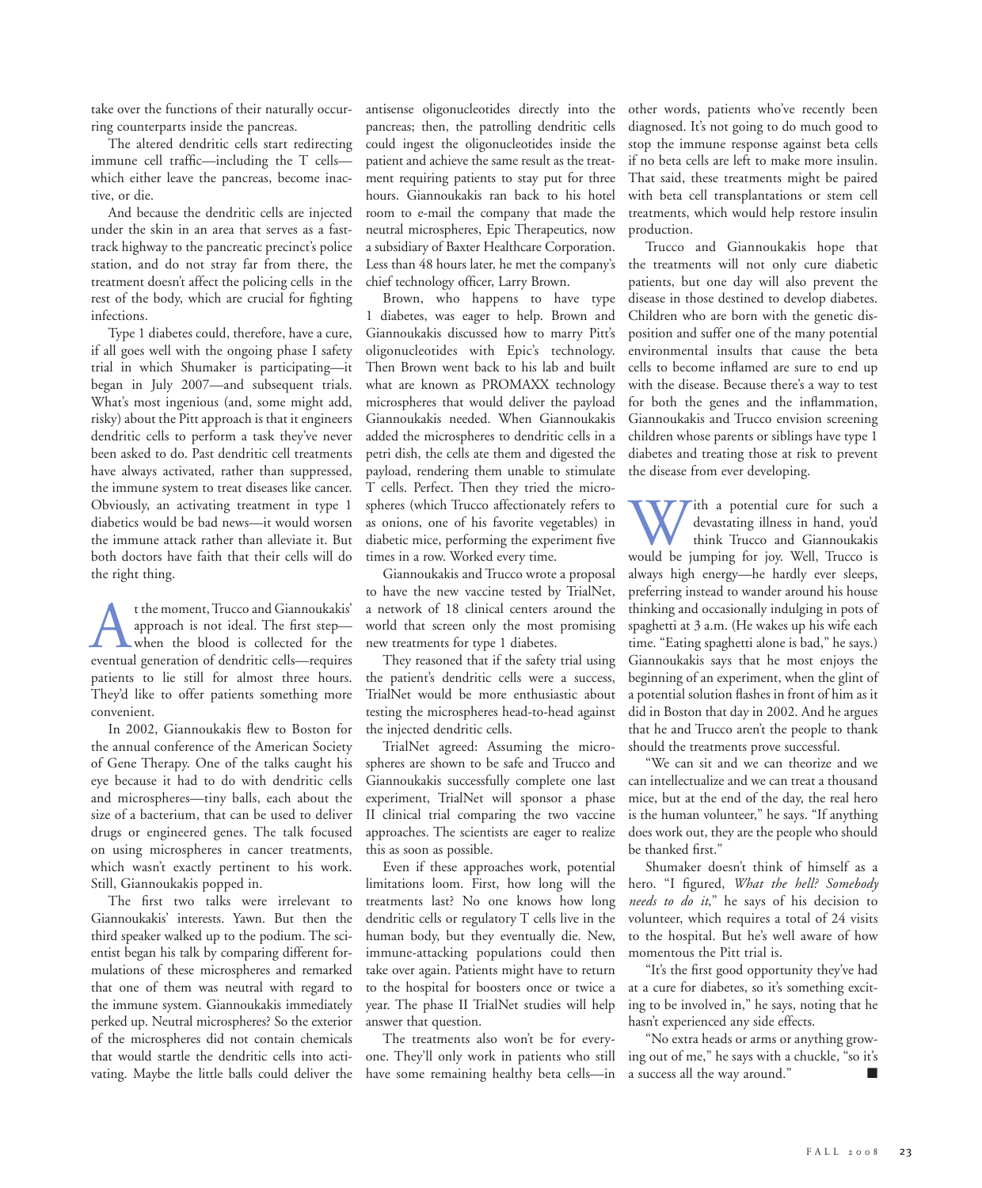take over the functions of their naturally occurring counterparts inside the pancreas.

The altered dendritic cells start redirecting immune cell traffic—including the T cells—which either leave the pancreas, become inactive, or die.

And because the dendritic cells are injected under the skin in an area that serves as a fast-track highway to the pancreatic precinct's police station, and do not stray far from there, the treatment doesn't affect the policing cells in the rest of the body, which are crucial for fighting infections.

Type 1 diabetes could, therefore, have a cure, if all goes well with the ongoing phase I safety trial in which Shumaker is participating—it began in July 2007—and subsequent trials. What's most ingenious (and, some might add, risky) about the Pitt approach is that it engineers dendritic cells to perform a task they've never been asked to do. Past dendritic cell treatments have always activated, rather than suppressed, the immune system to treat diseases like cancer. Obviously, an activating treatment in type 1 diabetics would be bad news—it would worsen the immune attack rather than alleviate it. But both doctors have faith that their cells will do the right thing.

At the moment, Trucco and Giannoukakis' approach is not ideal. The first step—when the blood is collected for the eventual generation of dendritic cells—requires patients to lie still for almost three hours. They'd like to offer patients something more convenient.

In 2002, Giannoukakis flew to Boston for the annual conference of the American Society of Gene Therapy. One of the talks caught his eye because it had to do with dendritic cells and microspheres—tiny balls, each about the size of a bacterium, that can be used to deliver drugs or engineered genes. The talk focused on using microspheres in cancer treatments, which wasn't exactly pertinent to his work. Still, Giannoukakis popped in.

The first two talks were irrelevant to Giannoukakis' interests. Yawn. But then the third speaker walked up to the podium. The scientist began his talk by comparing different formulations of these microspheres and remarked that one of them was neutral with regard to the immune system. Giannoukakis immediately perked up. Neutral microspheres? So the exterior of the microspheres did not contain chemicals that would startle the dendritic cells into activating. Maybe the little balls could deliver the antisense oligonucleotides directly into the pancreas; then, the patrolling dendritic cells could ingest the oligonucleotides inside the patient and achieve the same result as the treatment requiring patients to stay put for three hours. Giannoukakis ran back to his hotel room to e-mail the company that made the neutral microspheres, Epic Therapeutics, now a subsidiary of Baxter Healthcare Corporation. Less than 48 hours later, he met the company's chief technology officer, Larry Brown.

Brown, who happens to have type 1 diabetes, was eager to help. Brown and Giannoukakis discussed how to marry Pitt's oligonucleotides with Epic's technology. Then Brown went back to his lab and built what are known as PROMAXX technology microspheres that would deliver the payload Giannoukakis needed. When Giannoukakis added the microspheres to dendritic cells in a petri dish, the cells ate them and digested the payload, rendering them unable to stimulate T cells. Perfect. Then they tried the microspheres (which Trucco affectionately refers to as onions, one of his favorite vegetables) in diabetic mice, performing the experiment five times in a row. Worked every time.

Giannoukakis and Trucco wrote a proposal to have the new vaccine tested by TrialNet, a network of 18 clinical centers around the world that screen only the most promising new treatments for type 1 diabetes.

They reasoned that if the safety trial using the patient's dendritic cells were a success, TrialNet would be more enthusiastic about testing the microspheres head-to-head against the injected dendritic cells.

TrialNet agreed: Assuming the microspheres are shown to be safe and Trucco and Giannoukakis successfully complete one last experiment, TrialNet will sponsor a phase II clinical trial comparing the two vaccine approaches. The scientists are eager to realize this as soon as possible.

Even if these approaches work, potential limitations loom. First, how long will the treatments last? No one knows how long dendritic cells or regulatory T cells live in the human body, but they eventually die. New, immune-attacking populations could then take over again. Patients might have to return to the hospital for boosters once or twice a year. The phase II TrialNet studies will help answer that question.

The treatments also won't be for everyone. They'll only work in patients who still have some remaining healthy beta cells—in other words, patients who've recently been diagnosed. It's not going to do much good to stop the immune response against beta cells if no beta cells are left to make more insulin. That said, these treatments might be paired with beta cell transplantations or stem cell treatments, which would help restore insulin production.

Trucco and Giannoukakis hope that the treatments will not only cure diabetic patients, but one day will also prevent the disease in those destined to develop diabetes. Children who are born with the genetic disposition and suffer one of the many potential environmental insults that cause the beta cells to become inflamed are sure to end up with the disease. Because there's a way to test for both the genes and the inflammation, Giannoukakis and Trucco envision screening children whose parents or siblings have type 1 diabetes and treating those at risk to prevent the disease from ever developing.

With a potential cure for such a devastating illness in hand, you'd think Trucco and Giannoukakis would be jumping for joy. Well, Trucco is always high energy—he hardly ever sleeps, preferring instead to wander around his house thinking and occasionally indulging in pots of spaghetti at 3 a.m. (He wakes up his wife each time. "Eating spaghetti alone is bad," he says.) Giannoukakis says that he most enjoys the beginning of an experiment, when the glint of a potential solution flashes in front of him as it did in Boston that day in 2002. And he argues that he and Trucco aren't the people to thank should the treatments prove successful.

"We can sit and we can theorize and we can intellectualize and we can treat a thousand mice, but at the end of the day, the real hero is the human volunteer," he says. "If anything does work out, they are the people who should be thanked first."

Shumaker doesn't think of himself as a hero. "I figured, *What the hell? Somebody needs to do it*," he says of his decision to volunteer, which requires a total of 24 visits to the hospital. But he's well aware of how momentous the Pitt trial is.

"It's the first good opportunity they've had at a cure for diabetes, so it's something exciting to be involved in," he says, noting that he hasn't experienced any side effects.

"No extra heads or arms or anything growing out of me," he says with a chuckle, "so it's a success all the way around." ■